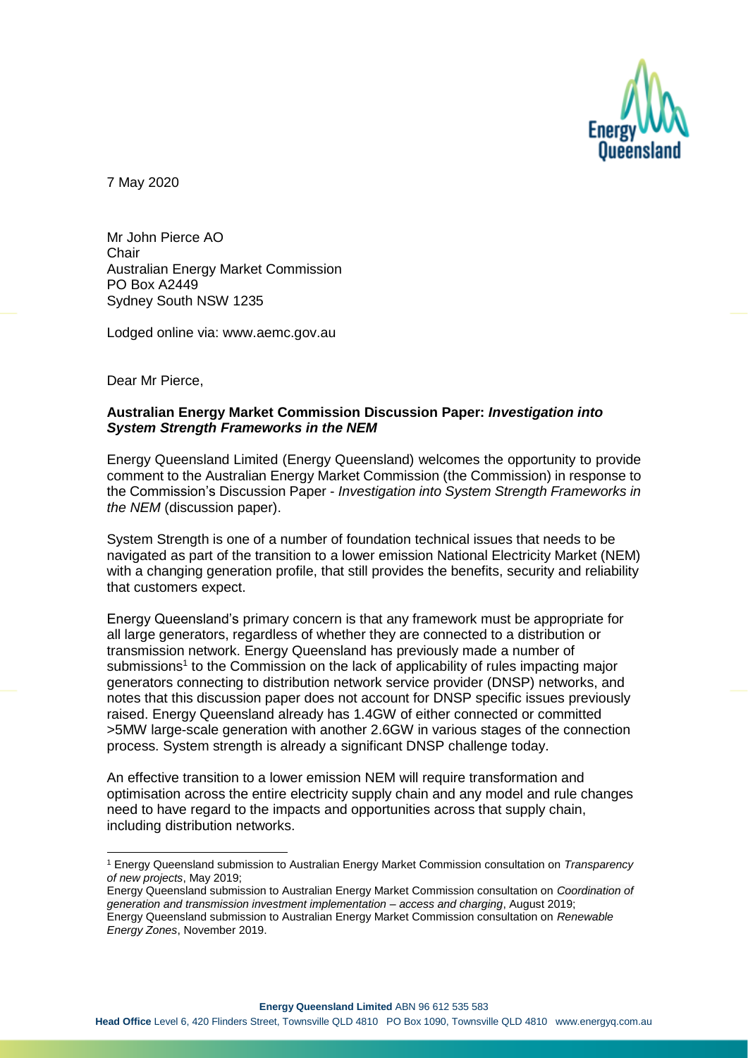7 May 2020

Mr John Pierce AO
Chair
Australian Energy Market Commission
PO Box A2449
Sydney South NSW 1235

Lodged online via: www.aemc.gov.au

Dear Mr Pierce,

**Australian Energy Market Commission Discussion Paper: *Investigation into System Strength Frameworks in the NEM***

Energy Queensland Limited (Energy Queensland) welcomes the opportunity to provide comment to the Australian Energy Market Commission (the Commission) in response to the Commission's Discussion Paper - *Investigation into System Strength Frameworks in the NEM* (discussion paper).

System Strength is one of a number of foundation technical issues that needs to be navigated as part of the transition to a lower emission National Electricity Market (NEM) with a changing generation profile, that still provides the benefits, security and reliability that customers expect.

Energy Queensland's primary concern is that any framework must be appropriate for all large generators, regardless of whether they are connected to a distribution or transmission network. Energy Queensland has previously made a number of submissions[1] to the Commission on the lack of applicability of rules impacting major generators connecting to distribution network service provider (DNSP) networks, and notes that this discussion paper does not account for DNSP specific issues previously raised. Energy Queensland already has 1.4GW of either connected or committed >5MW large-scale generation with another 2.6GW in various stages of the connection process. System strength is already a significant DNSP challenge today.

An effective transition to a lower emission NEM will require transformation and optimisation across the entire electricity supply chain and any model and rule changes need to have regard to the impacts and opportunities across that supply chain, including distribution networks.

---

[1] Energy Queensland submission to Australian Energy Market Commission consultation on *Transparency of new projects*, May 2019;
Energy Queensland submission to Australian Energy Market Commission consultation on *Coordination of generation and transmission investment implementation – access and charging*, August 2019;
Energy Queensland submission to Australian Energy Market Commission consultation on *Renewable Energy Zones*, November 2019.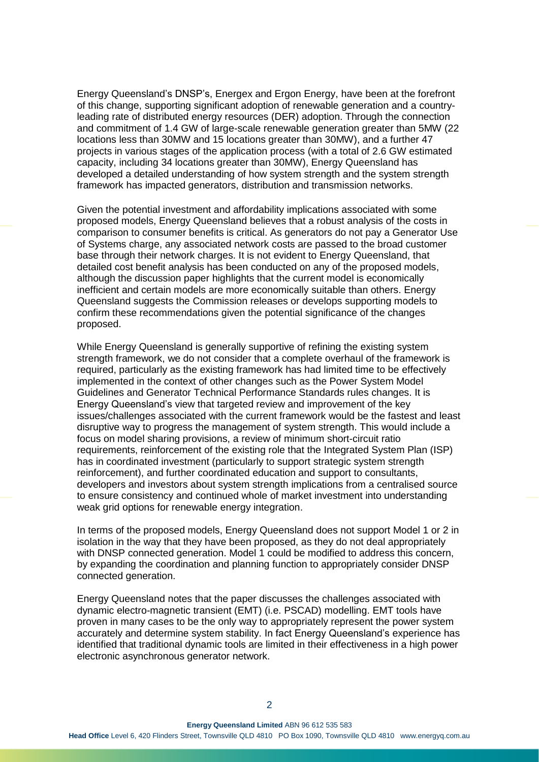Energy Queensland's DNSP's, Energex and Ergon Energy, have been at the forefront of this change, supporting significant adoption of renewable generation and a country-leading rate of distributed energy resources (DER) adoption. Through the connection and commitment of 1.4 GW of large-scale renewable generation greater than 5MW (22 locations less than 30MW and 15 locations greater than 30MW), and a further 47 projects in various stages of the application process (with a total of 2.6 GW estimated capacity, including 34 locations greater than 30MW), Energy Queensland has developed a detailed understanding of how system strength and the system strength framework has impacted generators, distribution and transmission networks.

Given the potential investment and affordability implications associated with some proposed models, Energy Queensland believes that a robust analysis of the costs in comparison to consumer benefits is critical. As generators do not pay a Generator Use of Systems charge, any associated network costs are passed to the broad customer base through their network charges. It is not evident to Energy Queensland, that detailed cost benefit analysis has been conducted on any of the proposed models, although the discussion paper highlights that the current model is economically inefficient and certain models are more economically suitable than others. Energy Queensland suggests the Commission releases or develops supporting models to confirm these recommendations given the potential significance of the changes proposed.

While Energy Queensland is generally supportive of refining the existing system strength framework, we do not consider that a complete overhaul of the framework is required, particularly as the existing framework has had limited time to be effectively implemented in the context of other changes such as the Power System Model Guidelines and Generator Technical Performance Standards rules changes. It is Energy Queensland's view that targeted review and improvement of the key issues/challenges associated with the current framework would be the fastest and least disruptive way to progress the management of system strength. This would include a focus on model sharing provisions, a review of minimum short-circuit ratio requirements, reinforcement of the existing role that the Integrated System Plan (ISP) has in coordinated investment (particularly to support strategic system strength reinforcement), and further coordinated education and support to consultants, developers and investors about system strength implications from a centralised source to ensure consistency and continued whole of market investment into understanding weak grid options for renewable energy integration.

In terms of the proposed models, Energy Queensland does not support Model 1 or 2 in isolation in the way that they have been proposed, as they do not deal appropriately with DNSP connected generation. Model 1 could be modified to address this concern, by expanding the coordination and planning function to appropriately consider DNSP connected generation.

Energy Queensland notes that the paper discusses the challenges associated with dynamic electro-magnetic transient (EMT) (i.e. PSCAD) modelling. EMT tools have proven in many cases to be the only way to appropriately represent the power system accurately and determine system stability. In fact Energy Queensland's experience has identified that traditional dynamic tools are limited in their effectiveness in a high power electronic asynchronous generator network.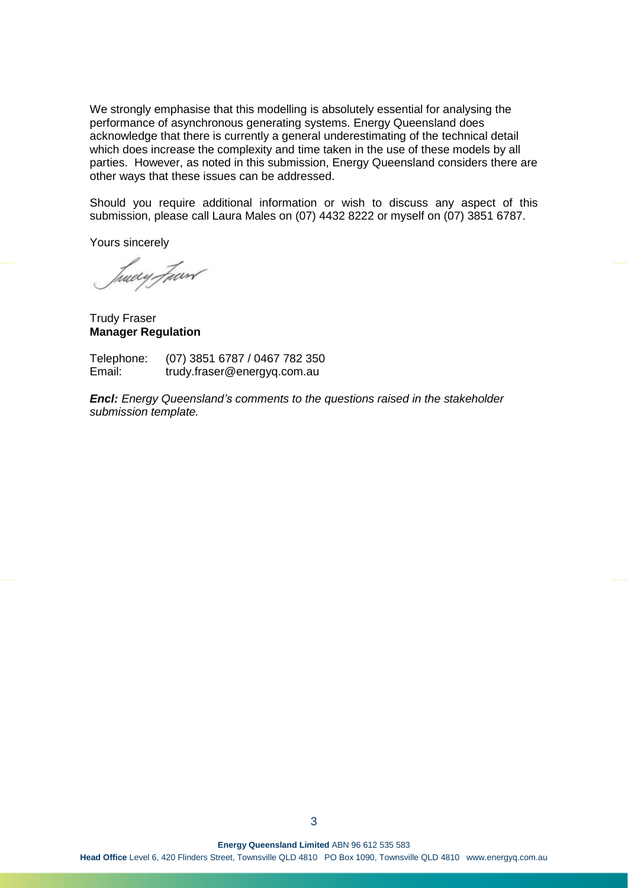We strongly emphasise that this modelling is absolutely essential for analysing the performance of asynchronous generating systems. Energy Queensland does acknowledge that there is currently a general underestimating of the technical detail which does increase the complexity and time taken in the use of these models by all parties. However, as noted in this submission, Energy Queensland considers there are other ways that these issues can be addressed.

Should you require additional information or wish to discuss any aspect of this submission, please call Laura Males on (07) 4432 8222 or myself on (07) 3851 6787.

Yours sincerely

Trudy Fraser
**Manager Regulation**

Telephone: (07) 3851 6787 / 0467 782 350
Email: trudy.fraser@energyq.com.au

***Encl:*** *Energy Queensland's comments to the questions raised in the stakeholder submission template.*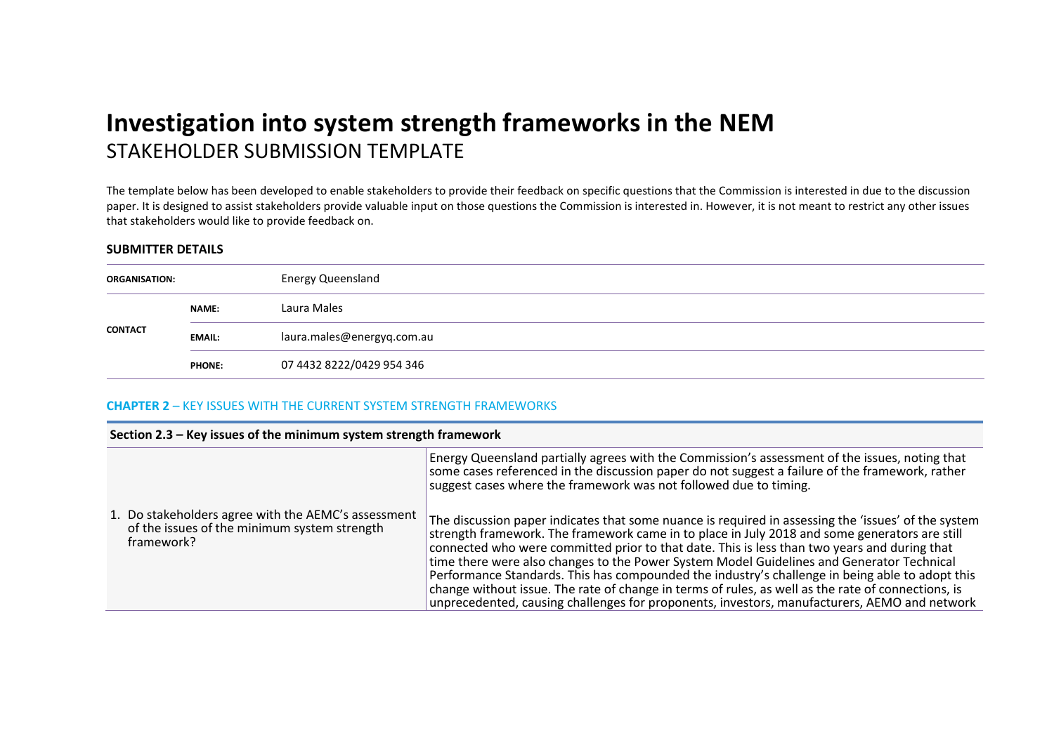# Investigation into system strength frameworks in the NEM

STAKEHOLDER SUBMISSION TEMPLATE

The template below has been developed to enable stakeholders to provide their feedback on specific questions that the Commission is interested in due to the discussion paper. It is designed to assist stakeholders provide valuable input on those questions the Commission is interested in. However, it is not meant to restrict any other issues that stakeholders would like to provide feedback on.

## SUBMITTER DETAILS

| | | |
|---|---|---|
| **ORGANISATION:** | | Energy Queensland |
| **CONTACT** | **NAME:** | Laura Males |
| | **EMAIL:** | laura.males@energyq.com.au |
| | **PHONE:** | 07 4432 8222/0429 954 346 |

## CHAPTER 2 – KEY ISSUES WITH THE CURRENT SYSTEM STRENGTH FRAMEWORKS

| Section 2.3 – Key issues of the minimum system strength framework | |
|---|---|
| 1. Do stakeholders agree with the AEMC's assessment of the issues of the minimum system strength framework? | Energy Queensland partially agrees with the Commission's assessment of the issues, noting that some cases referenced in the discussion paper do not suggest a failure of the framework, rather suggest cases where the framework was not followed due to timing.<br><br>The discussion paper indicates that some nuance is required in assessing the 'issues' of the system strength framework. The framework came in to place in July 2018 and some generators are still connected who were committed prior to that date. This is less than two years and during that time there were also changes to the Power System Model Guidelines and Generator Technical Performance Standards. This has compounded the industry's challenge in being able to adopt this change without issue. The rate of change in terms of rules, as well as the rate of connections, is unprecedented, causing challenges for proponents, investors, manufacturers, AEMO and network |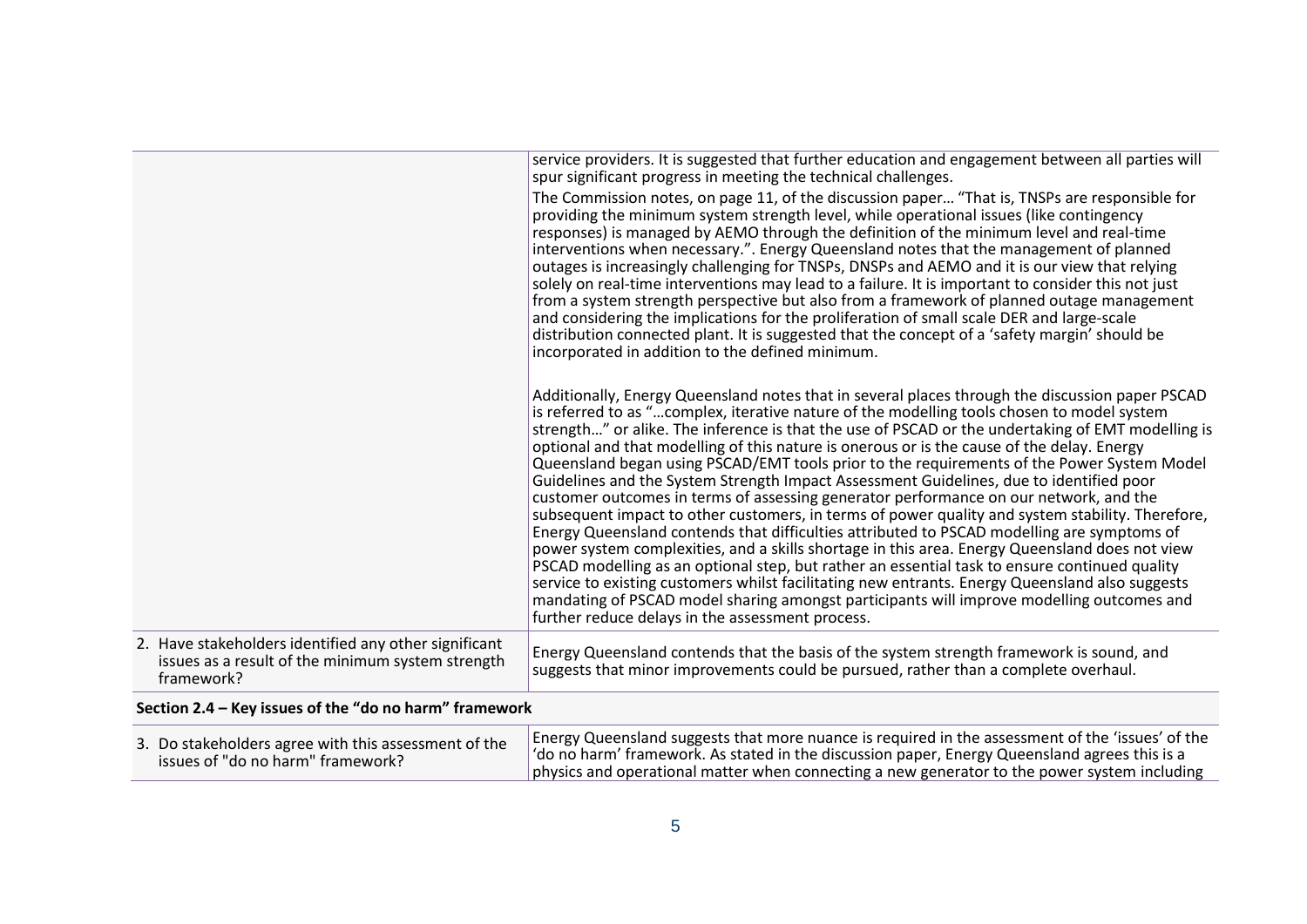| | |
|---|---|
| | service providers. It is suggested that further education and engagement between all parties will spur significant progress in meeting the technical challenges.<br>The Commission notes, on page 11, of the discussion paper… "That is, TNSPs are responsible for providing the minimum system strength level, while operational issues (like contingency responses) is managed by AEMO through the definition of the minimum level and real-time interventions when necessary.". Energy Queensland notes that the management of planned outages is increasingly challenging for TNSPs, DNSPs and AEMO and it is our view that relying solely on real-time interventions may lead to a failure. It is important to consider this not just from a system strength perspective but also from a framework of planned outage management and considering the implications for the proliferation of small scale DER and large-scale distribution connected plant. It is suggested that the concept of a 'safety margin' should be incorporated in addition to the defined minimum.<br><br>Additionally, Energy Queensland notes that in several places through the discussion paper PSCAD is referred to as "…complex, iterative nature of the modelling tools chosen to model system strength…" or alike. The inference is that the use of PSCAD or the undertaking of EMT modelling is optional and that modelling of this nature is onerous or is the cause of the delay. Energy Queensland began using PSCAD/EMT tools prior to the requirements of the Power System Model Guidelines and the System Strength Impact Assessment Guidelines, due to identified poor customer outcomes in terms of assessing generator performance on our network, and the subsequent impact to other customers, in terms of power quality and system stability. Therefore, Energy Queensland contends that difficulties attributed to PSCAD modelling are symptoms of power system complexities, and a skills shortage in this area. Energy Queensland does not view PSCAD modelling as an optional step, but rather an essential task to ensure continued quality service to existing customers whilst facilitating new entrants. Energy Queensland also suggests mandating of PSCAD model sharing amongst participants will improve modelling outcomes and further reduce delays in the assessment process. |
| 2. Have stakeholders identified any other significant issues as a result of the minimum system strength framework? | Energy Queensland contends that the basis of the system strength framework is sound, and suggests that minor improvements could be pursued, rather than a complete overhaul. |
| **Section 2.4 – Key issues of the "do no harm" framework** | |
| 3. Do stakeholders agree with this assessment of the issues of "do no harm" framework? | Energy Queensland suggests that more nuance is required in the assessment of the 'issues' of the 'do no harm' framework. As stated in the discussion paper, Energy Queensland agrees this is a physics and operational matter when connecting a new generator to the power system including |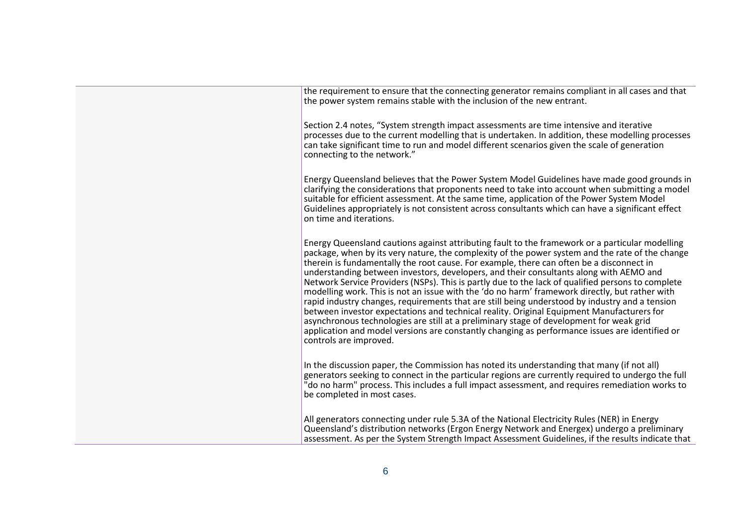| | |
|---|---|
| | the requirement to ensure that the connecting generator remains compliant in all cases and that the power system remains stable with the inclusion of the new entrant.<br><br>Section 2.4 notes, "System strength impact assessments are time intensive and iterative processes due to the current modelling that is undertaken. In addition, these modelling processes can take significant time to run and model different scenarios given the scale of generation connecting to the network."<br><br>Energy Queensland believes that the Power System Model Guidelines have made good grounds in clarifying the considerations that proponents need to take into account when submitting a model suitable for efficient assessment. At the same time, application of the Power System Model Guidelines appropriately is not consistent across consultants which can have a significant effect on time and iterations.<br><br>Energy Queensland cautions against attributing fault to the framework or a particular modelling package, when by its very nature, the complexity of the power system and the rate of the change therein is fundamentally the root cause. For example, there can often be a disconnect in understanding between investors, developers, and their consultants along with AEMO and Network Service Providers (NSPs). This is partly due to the lack of qualified persons to complete modelling work. This is not an issue with the 'do no harm' framework directly, but rather with rapid industry changes, requirements that are still being understood by industry and a tension between investor expectations and technical reality. Original Equipment Manufacturers for asynchronous technologies are still at a preliminary stage of development for weak grid application and model versions are constantly changing as performance issues are identified or controls are improved.<br><br>In the discussion paper, the Commission has noted its understanding that many (if not all) generators seeking to connect in the particular regions are currently required to undergo the full "do no harm" process. This includes a full impact assessment, and requires remediation works to be completed in most cases.<br><br>All generators connecting under rule 5.3A of the National Electricity Rules (NER) in Energy Queensland's distribution networks (Ergon Energy Network and Energex) undergo a preliminary assessment. As per the System Strength Impact Assessment Guidelines, if the results indicate that |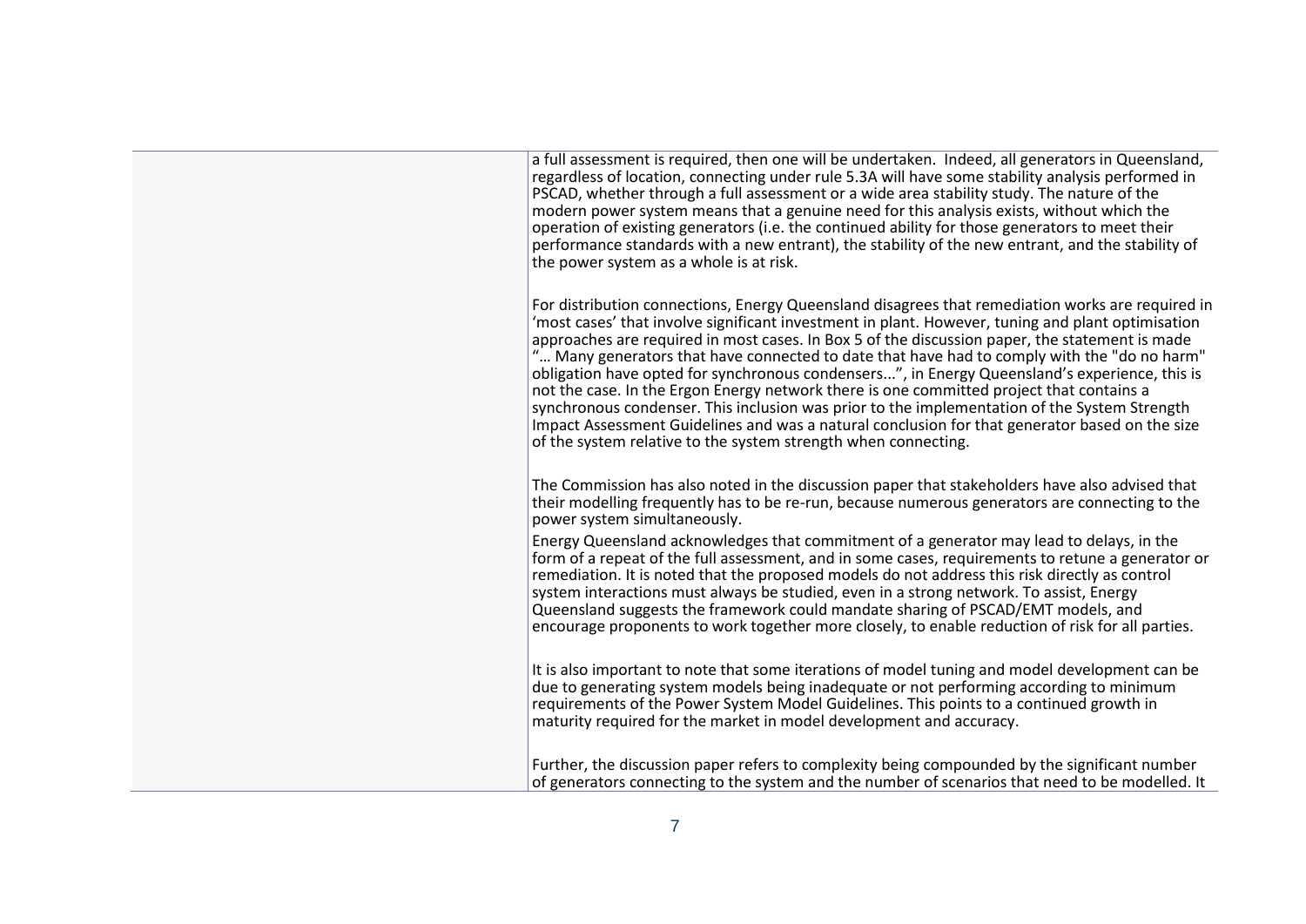| | |
|---|---|
| | a full assessment is required, then one will be undertaken. Indeed, all generators in Queensland, regardless of location, connecting under rule 5.3A will have some stability analysis performed in PSCAD, whether through a full assessment or a wide area stability study. The nature of the modern power system means that a genuine need for this analysis exists, without which the operation of existing generators (i.e. the continued ability for those generators to meet their performance standards with a new entrant), the stability of the new entrant, and the stability of the power system as a whole is at risk.<br><br>For distribution connections, Energy Queensland disagrees that remediation works are required in 'most cases' that involve significant investment in plant. However, tuning and plant optimisation approaches are required in most cases. In Box 5 of the discussion paper, the statement is made "… Many generators that have connected to date that have had to comply with the "do no harm" obligation have opted for synchronous condensers...", in Energy Queensland's experience, this is not the case. In the Ergon Energy network there is one committed project that contains a synchronous condenser. This inclusion was prior to the implementation of the System Strength Impact Assessment Guidelines and was a natural conclusion for that generator based on the size of the system relative to the system strength when connecting.<br><br>The Commission has also noted in the discussion paper that stakeholders have also advised that their modelling frequently has to be re-run, because numerous generators are connecting to the power system simultaneously.<br>Energy Queensland acknowledges that commitment of a generator may lead to delays, in the form of a repeat of the full assessment, and in some cases, requirements to retune a generator or remediation. It is noted that the proposed models do not address this risk directly as control system interactions must always be studied, even in a strong network. To assist, Energy Queensland suggests the framework could mandate sharing of PSCAD/EMT models, and encourage proponents to work together more closely, to enable reduction of risk for all parties.<br><br>It is also important to note that some iterations of model tuning and model development can be due to generating system models being inadequate or not performing according to minimum requirements of the Power System Model Guidelines. This points to a continued growth in maturity required for the market in model development and accuracy.<br><br>Further, the discussion paper refers to complexity being compounded by the significant number of generators connecting to the system and the number of scenarios that need to be modelled. It |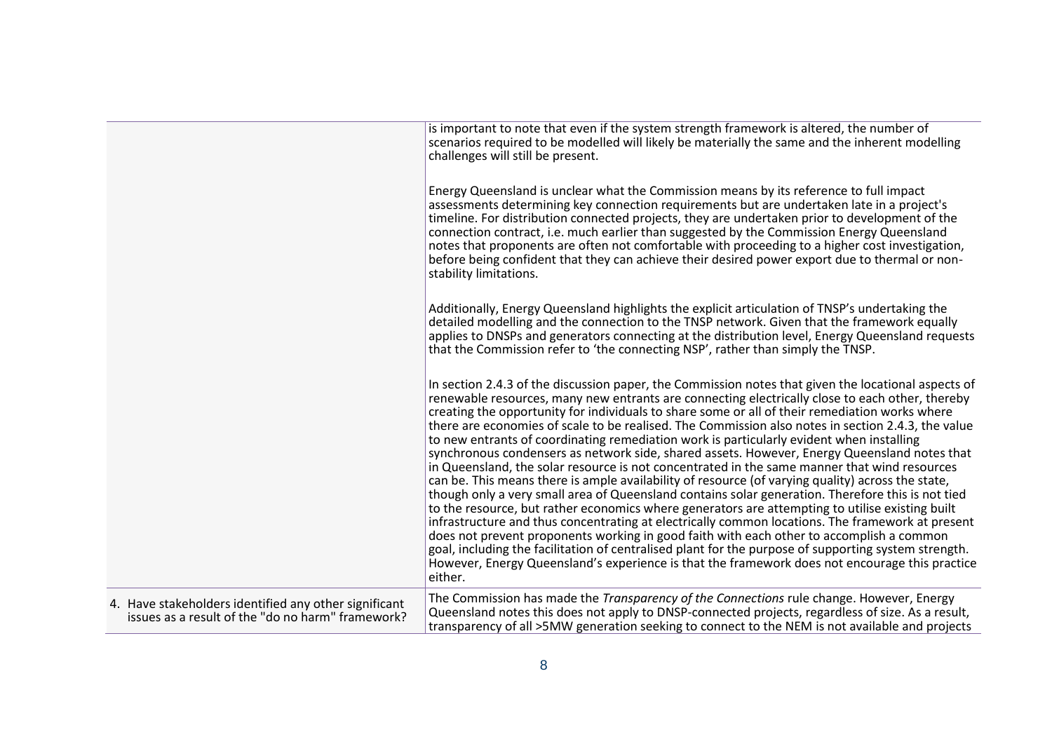| | |
|---|---|
| | is important to note that even if the system strength framework is altered, the number of scenarios required to be modelled will likely be materially the same and the inherent modelling challenges will still be present.<br><br>Energy Queensland is unclear what the Commission means by its reference to full impact assessments determining key connection requirements but are undertaken late in a project's timeline. For distribution connected projects, they are undertaken prior to development of the connection contract, i.e. much earlier than suggested by the Commission Energy Queensland notes that proponents are often not comfortable with proceeding to a higher cost investigation, before being confident that they can achieve their desired power export due to thermal or non-stability limitations.<br><br>Additionally, Energy Queensland highlights the explicit articulation of TNSP's undertaking the detailed modelling and the connection to the TNSP network. Given that the framework equally applies to DNSPs and generators connecting at the distribution level, Energy Queensland requests that the Commission refer to 'the connecting NSP', rather than simply the TNSP.<br><br>In section 2.4.3 of the discussion paper, the Commission notes that given the locational aspects of renewable resources, many new entrants are connecting electrically close to each other, thereby creating the opportunity for individuals to share some or all of their remediation works where there are economies of scale to be realised. The Commission also notes in section 2.4.3, the value to new entrants of coordinating remediation work is particularly evident when installing synchronous condensers as network side, shared assets. However, Energy Queensland notes that in Queensland, the solar resource is not concentrated in the same manner that wind resources can be. This means there is ample availability of resource (of varying quality) across the state, though only a very small area of Queensland contains solar generation. Therefore this is not tied to the resource, but rather economics where generators are attempting to utilise existing built infrastructure and thus concentrating at electrically common locations. The framework at present does not prevent proponents working in good faith with each other to accomplish a common goal, including the facilitation of centralised plant for the purpose of supporting system strength. However, Energy Queensland's experience is that the framework does not encourage this practice either. |
| 4. Have stakeholders identified any other significant issues as a result of the "do no harm" framework? | The Commission has made the *Transparency of the Connections* rule change. However, Energy Queensland notes this does not apply to DNSP-connected projects, regardless of size. As a result, transparency of all >5MW generation seeking to connect to the NEM is not available and projects |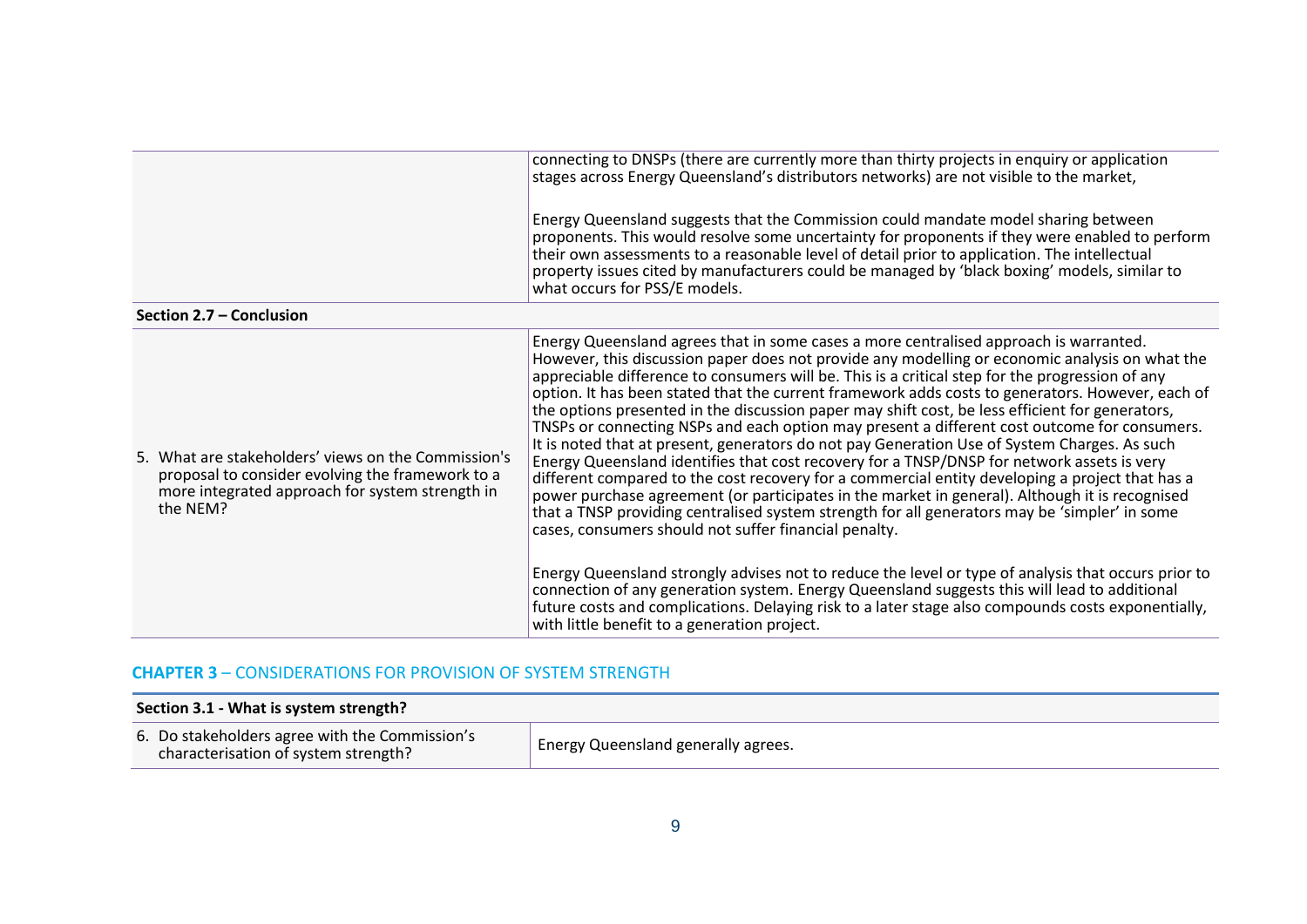| | |
|---|---|
| | connecting to DNSPs (there are currently more than thirty projects in enquiry or application stages across Energy Queensland's distributors networks) are not visible to the market,<br><br>Energy Queensland suggests that the Commission could mandate model sharing between proponents. This would resolve some uncertainty for proponents if they were enabled to perform their own assessments to a reasonable level of detail prior to application. The intellectual property issues cited by manufacturers could be managed by 'black boxing' models, similar to what occurs for PSS/E models. |
| **Section 2.7 – Conclusion** | |
| 5. What are stakeholders' views on the Commission's proposal to consider evolving the framework to a more integrated approach for system strength in the NEM? | Energy Queensland agrees that in some cases a more centralised approach is warranted. However, this discussion paper does not provide any modelling or economic analysis on what the appreciable difference to consumers will be. This is a critical step for the progression of any option. It has been stated that the current framework adds costs to generators. However, each of the options presented in the discussion paper may shift cost, be less efficient for generators, TNSPs or connecting NSPs and each option may present a different cost outcome for consumers. It is noted that at present, generators do not pay Generation Use of System Charges. As such Energy Queensland identifies that cost recovery for a TNSP/DNSP for network assets is very different compared to the cost recovery for a commercial entity developing a project that has a power purchase agreement (or participates in the market in general). Although it is recognised that a TNSP providing centralised system strength for all generators may be 'simpler' in some cases, consumers should not suffer financial penalty.<br><br>Energy Queensland strongly advises not to reduce the level or type of analysis that occurs prior to connection of any generation system. Energy Queensland suggests this will lead to additional future costs and complications. Delaying risk to a later stage also compounds costs exponentially, with little benefit to a generation project. |

## CHAPTER 3 – CONSIDERATIONS FOR PROVISION OF SYSTEM STRENGTH

| **Section 3.1 - What is system strength?** | |
|---|---|
| 6. Do stakeholders agree with the Commission's characterisation of system strength? | Energy Queensland generally agrees. |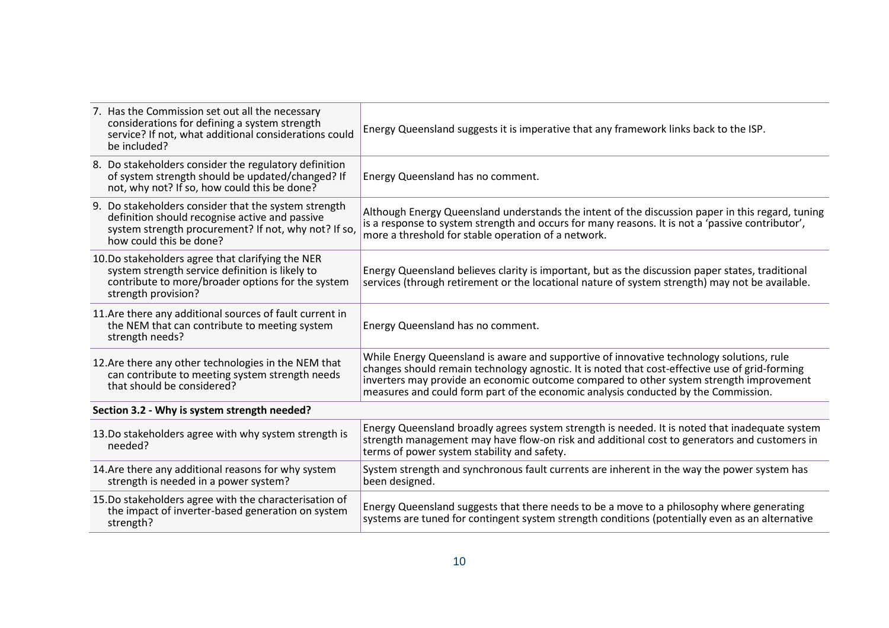| | |
|---|---|
| 7. Has the Commission set out all the necessary considerations for defining a system strength service? If not, what additional considerations could be included? | Energy Queensland suggests it is imperative that any framework links back to the ISP. |
| 8. Do stakeholders consider the regulatory definition of system strength should be updated/changed? If not, why not? If so, how could this be done? | Energy Queensland has no comment. |
| 9. Do stakeholders consider that the system strength definition should recognise active and passive system strength procurement? If not, why not? If so, how could this be done? | Although Energy Queensland understands the intent of the discussion paper in this regard, tuning is a response to system strength and occurs for many reasons. It is not a 'passive contributor', more a threshold for stable operation of a network. |
| 10. Do stakeholders agree that clarifying the NER system strength service definition is likely to contribute to more/broader options for the system strength provision? | Energy Queensland believes clarity is important, but as the discussion paper states, traditional services (through retirement or the locational nature of system strength) may not be available. |
| 11. Are there any additional sources of fault current in the NEM that can contribute to meeting system strength needs? | Energy Queensland has no comment. |
| 12. Are there any other technologies in the NEM that can contribute to meeting system strength needs that should be considered? | While Energy Queensland is aware and supportive of innovative technology solutions, rule changes should remain technology agnostic. It is noted that cost-effective use of grid-forming inverters may provide an economic outcome compared to other system strength improvement measures and could form part of the economic analysis conducted by the Commission. |
| **Section 3.2 - Why is system strength needed?** | |
| 13. Do stakeholders agree with why system strength is needed? | Energy Queensland broadly agrees system strength is needed. It is noted that inadequate system strength management may have flow-on risk and additional cost to generators and customers in terms of power system stability and safety. |
| 14. Are there any additional reasons for why system strength is needed in a power system? | System strength and synchronous fault currents are inherent in the way the power system has been designed. |
| 15. Do stakeholders agree with the characterisation of the impact of inverter-based generation on system strength? | Energy Queensland suggests that there needs to be a move to a philosophy where generating systems are tuned for contingent system strength conditions (potentially even as an alternative |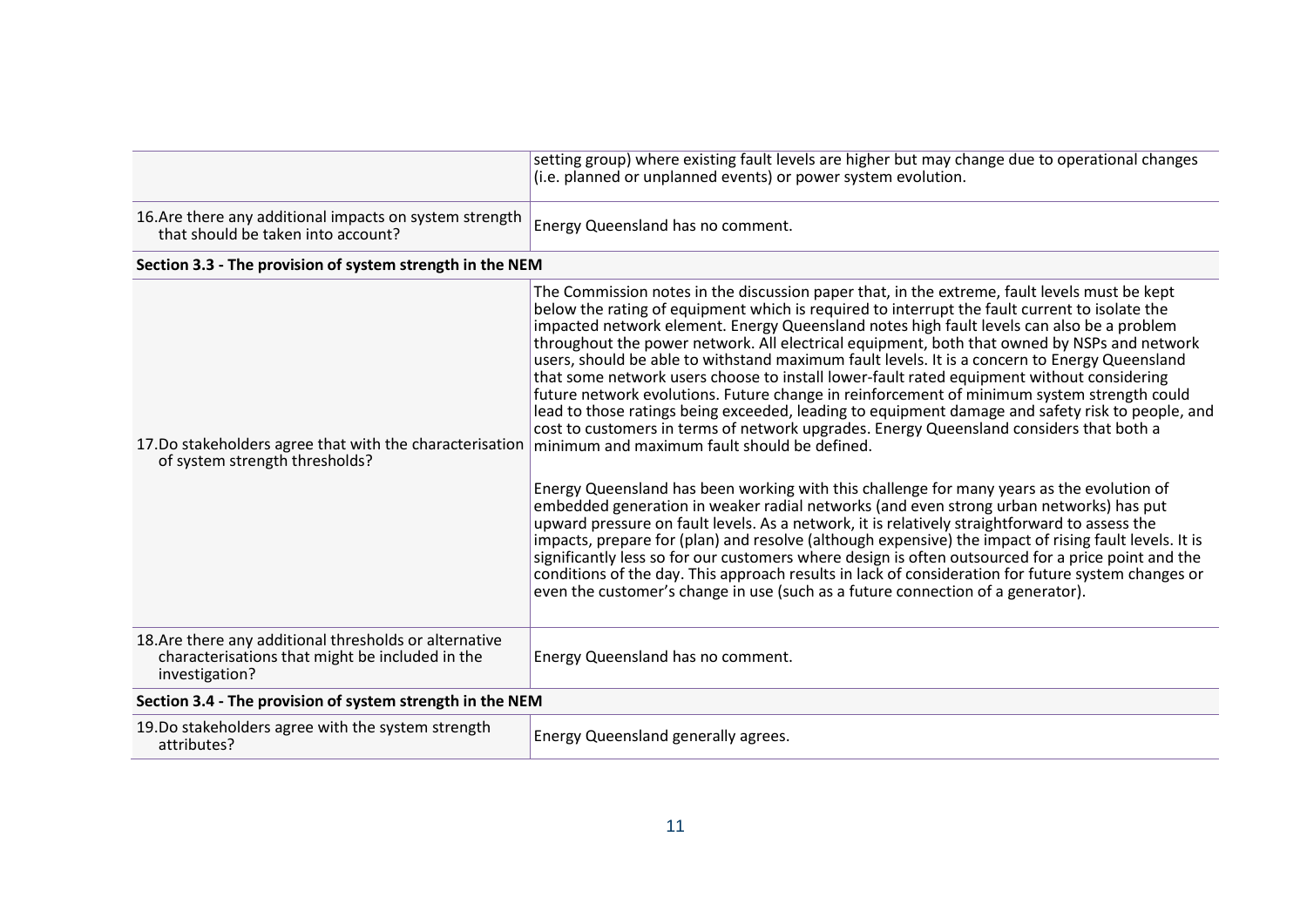| | |
|---|---|
| | setting group) where existing fault levels are higher but may change due to operational changes (i.e. planned or unplanned events) or power system evolution. |
| 16. Are there any additional impacts on system strength that should be taken into account? | Energy Queensland has no comment. |
| **Section 3.3 - The provision of system strength in the NEM** | |
| 17. Do stakeholders agree that with the characterisation of system strength thresholds? | The Commission notes in the discussion paper that, in the extreme, fault levels must be kept below the rating of equipment which is required to interrupt the fault current to isolate the impacted network element. Energy Queensland notes high fault levels can also be a problem throughout the power network. All electrical equipment, both that owned by NSPs and network users, should be able to withstand maximum fault levels. It is a concern to Energy Queensland that some network users choose to install lower-fault rated equipment without considering future network evolutions. Future change in reinforcement of minimum system strength could lead to those ratings being exceeded, leading to equipment damage and safety risk to people, and cost to customers in terms of network upgrades. Energy Queensland considers that both a minimum and maximum fault should be defined.<br><br>Energy Queensland has been working with this challenge for many years as the evolution of embedded generation in weaker radial networks (and even strong urban networks) has put upward pressure on fault levels. As a network, it is relatively straightforward to assess the impacts, prepare for (plan) and resolve (although expensive) the impact of rising fault levels. It is significantly less so for our customers where design is often outsourced for a price point and the conditions of the day. This approach results in lack of consideration for future system changes or even the customer's change in use (such as a future connection of a generator). |
| 18. Are there any additional thresholds or alternative characterisations that might be included in the investigation? | Energy Queensland has no comment. |
| **Section 3.4 - The provision of system strength in the NEM** | |
| 19. Do stakeholders agree with the system strength attributes? | Energy Queensland generally agrees. |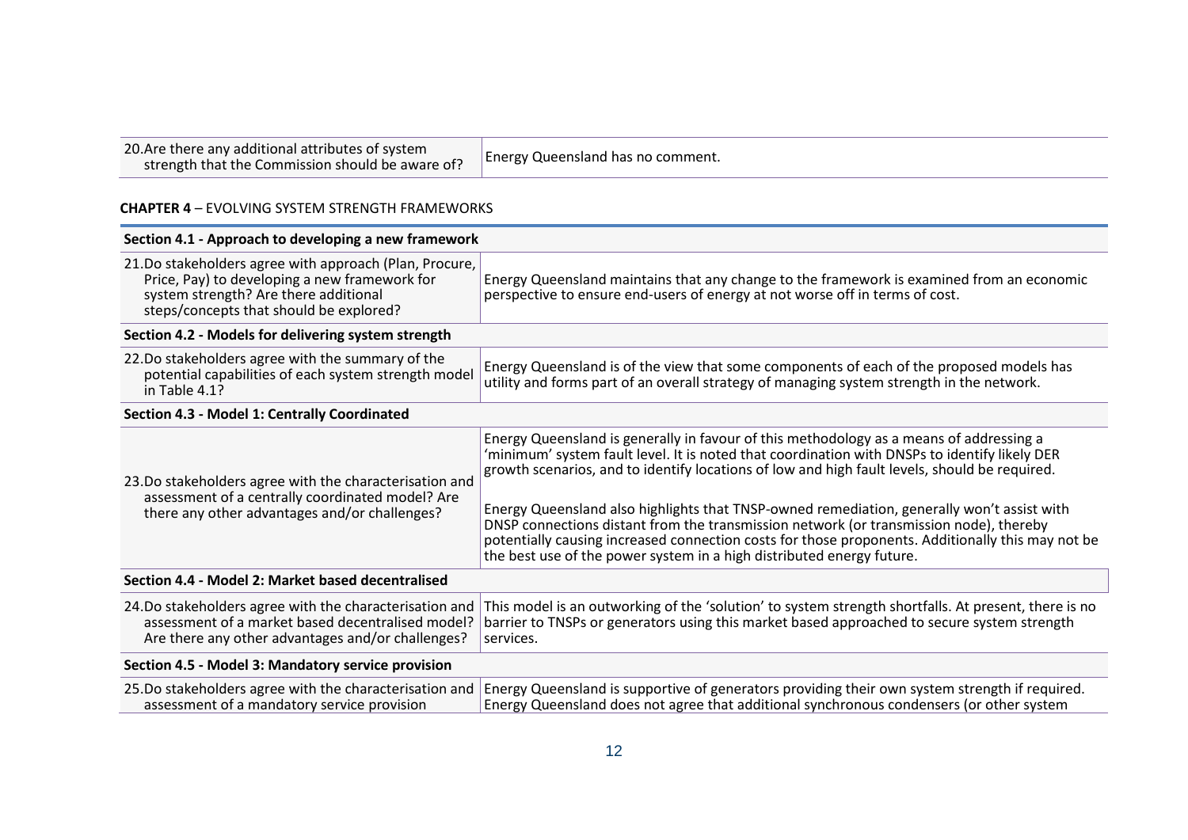| | |
|---|---|
| 20. Are there any additional attributes of system strength that the Commission should be aware of? | Energy Queensland has no comment. |

**CHAPTER 4** – EVOLVING SYSTEM STRENGTH FRAMEWORKS

| | |
|---|---|
| **Section 4.1 - Approach to developing a new framework** | |
| 21. Do stakeholders agree with approach (Plan, Procure, Price, Pay) to developing a new framework for system strength? Are there additional steps/concepts that should be explored? | Energy Queensland maintains that any change to the framework is examined from an economic perspective to ensure end-users of energy at not worse off in terms of cost. |
| **Section 4.2 - Models for delivering system strength** | |
| 22. Do stakeholders agree with the summary of the potential capabilities of each system strength model in Table 4.1? | Energy Queensland is of the view that some components of each of the proposed models has utility and forms part of an overall strategy of managing system strength in the network. |
| **Section 4.3 - Model 1: Centrally Coordinated** | |
| 23. Do stakeholders agree with the characterisation and assessment of a centrally coordinated model? Are there any other advantages and/or challenges? | Energy Queensland is generally in favour of this methodology as a means of addressing a 'minimum' system fault level. It is noted that coordination with DNSPs to identify likely DER growth scenarios, and to identify locations of low and high fault levels, should be required.<br><br>Energy Queensland also highlights that TNSP-owned remediation, generally won't assist with DNSP connections distant from the transmission network (or transmission node), thereby potentially causing increased connection costs for those proponents. Additionally this may not be the best use of the power system in a high distributed energy future. |
| **Section 4.4 - Model 2: Market based decentralised** | |
| 24. Do stakeholders agree with the characterisation and assessment of a market based decentralised model? Are there any other advantages and/or challenges? | This model is an outworking of the 'solution' to system strength shortfalls. At present, there is no barrier to TNSPs or generators using this market based approached to secure system strength services. |
| **Section 4.5 - Model 3: Mandatory service provision** | |
| 25. Do stakeholders agree with the characterisation and assessment of a mandatory service provision | Energy Queensland is supportive of generators providing their own system strength if required. Energy Queensland does not agree that additional synchronous condensers (or other system |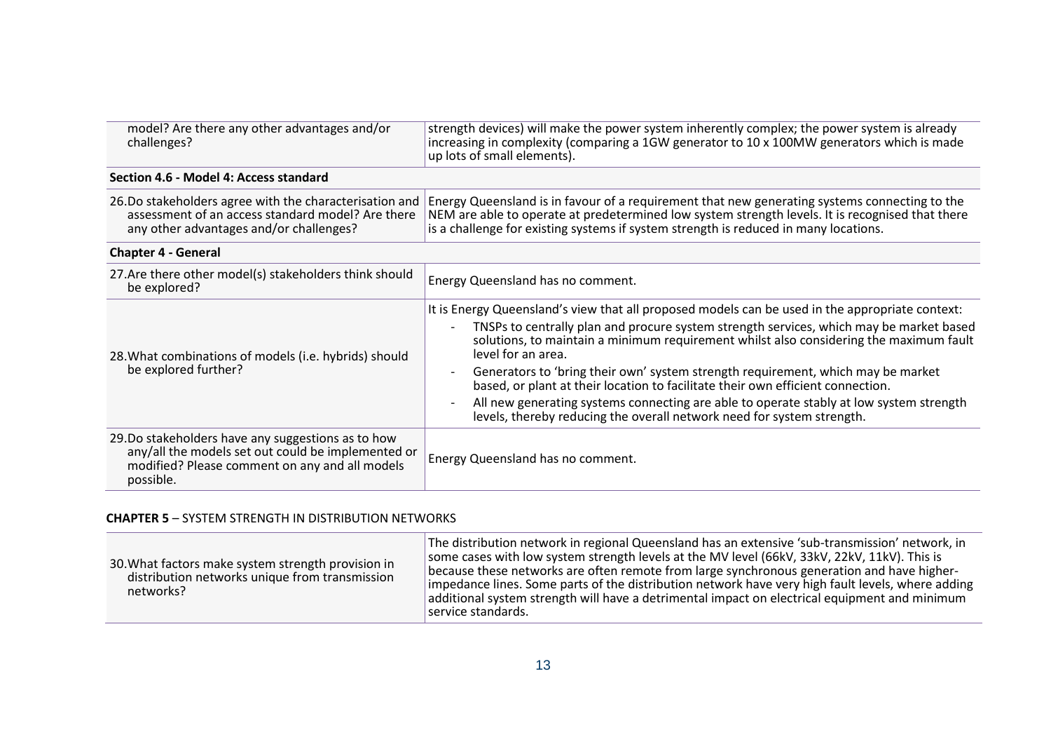| | |
|---|---|
| model? Are there any other advantages and/or challenges? | strength devices) will make the power system inherently complex; the power system is already increasing in complexity (comparing a 1GW generator to 10 x 100MW generators which is made up lots of small elements). |
| **Section 4.6 - Model 4: Access standard** | |
| 26.Do stakeholders agree with the characterisation and assessment of an access standard model? Are there any other advantages and/or challenges? | Energy Queensland is in favour of a requirement that new generating systems connecting to the NEM are able to operate at predetermined low system strength levels. It is recognised that there is a challenge for existing systems if system strength is reduced in many locations. |
| **Chapter 4 - General** | |
| 27.Are there other model(s) stakeholders think should be explored? | Energy Queensland has no comment. |
| 28.What combinations of models (i.e. hybrids) should be explored further? | It is Energy Queensland's view that all proposed models can be used in the appropriate context: <br> - TNSPs to centrally plan and procure system strength services, which may be market based solutions, to maintain a minimum requirement whilst also considering the maximum fault level for an area. <br> - Generators to 'bring their own' system strength requirement, which may be market based, or plant at their location to facilitate their own efficient connection. <br> - All new generating systems connecting are able to operate stably at low system strength levels, thereby reducing the overall network need for system strength. |
| 29.Do stakeholders have any suggestions as to how any/all the models set out could be implemented or modified? Please comment on any and all models possible. | Energy Queensland has no comment. |

**CHAPTER 5** – SYSTEM STRENGTH IN DISTRIBUTION NETWORKS

| | |
|---|---|
| 30.What factors make system strength provision in distribution networks unique from transmission networks? | The distribution network in regional Queensland has an extensive 'sub-transmission' network, in some cases with low system strength levels at the MV level (66kV, 33kV, 22kV, 11kV). This is because these networks are often remote from large synchronous generation and have higher-impedance lines. Some parts of the distribution network have very high fault levels, where adding additional system strength will have a detrimental impact on electrical equipment and minimum service standards. |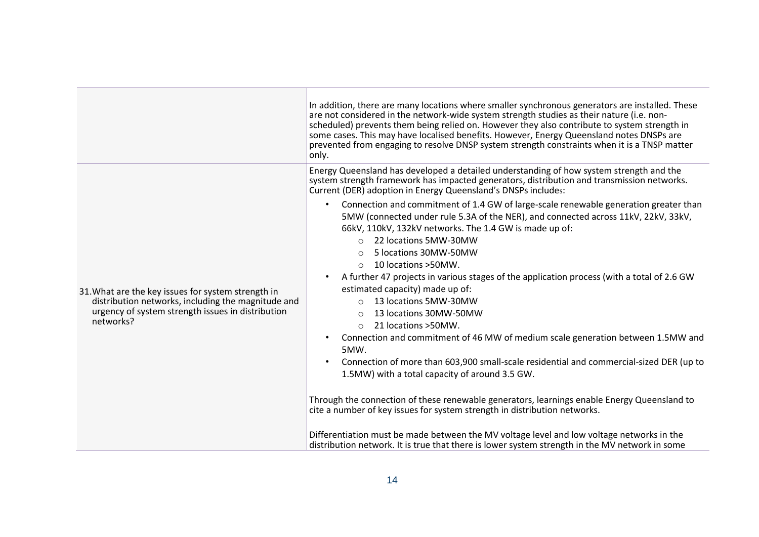| | |
|---|---|
| | In addition, there are many locations where smaller synchronous generators are installed. These are not considered in the network-wide system strength studies as their nature (i.e. non-scheduled) prevents them being relied on. However they also contribute to system strength in some cases. This may have localised benefits. However, Energy Queensland notes DNSPs are prevented from engaging to resolve DNSP system strength constraints when it is a TNSP matter only. |
| 31. What are the key issues for system strength in distribution networks, including the magnitude and urgency of system strength issues in distribution networks? | Energy Queensland has developed a detailed understanding of how system strength and the system strength framework has impacted generators, distribution and transmission networks. Current (DER) adoption in Energy Queensland's DNSPs includes:<br><br>• Connection and commitment of 1.4 GW of large-scale renewable generation greater than 5MW (connected under rule 5.3A of the NER), and connected across 11kV, 22kV, 33kV, 66kV, 110kV, 132kV networks. The 1.4 GW is made up of:<br>&nbsp;&nbsp;&nbsp;&nbsp;○ 22 locations 5MW-30MW<br>&nbsp;&nbsp;&nbsp;&nbsp;○ 5 locations 30MW-50MW<br>&nbsp;&nbsp;&nbsp;&nbsp;○ 10 locations >50MW.<br>• A further 47 projects in various stages of the application process (with a total of 2.6 GW estimated capacity) made up of:<br>&nbsp;&nbsp;&nbsp;&nbsp;○ 13 locations 5MW-30MW<br>&nbsp;&nbsp;&nbsp;&nbsp;○ 13 locations 30MW-50MW<br>&nbsp;&nbsp;&nbsp;&nbsp;○ 21 locations >50MW.<br>• Connection and commitment of 46 MW of medium scale generation between 1.5MW and 5MW.<br>• Connection of more than 603,900 small-scale residential and commercial-sized DER (up to 1.5MW) with a total capacity of around 3.5 GW.<br><br>Through the connection of these renewable generators, learnings enable Energy Queensland to cite a number of key issues for system strength in distribution networks.<br><br>Differentiation must be made between the MV voltage level and low voltage networks in the distribution network. It is true that there is lower system strength in the MV network in some |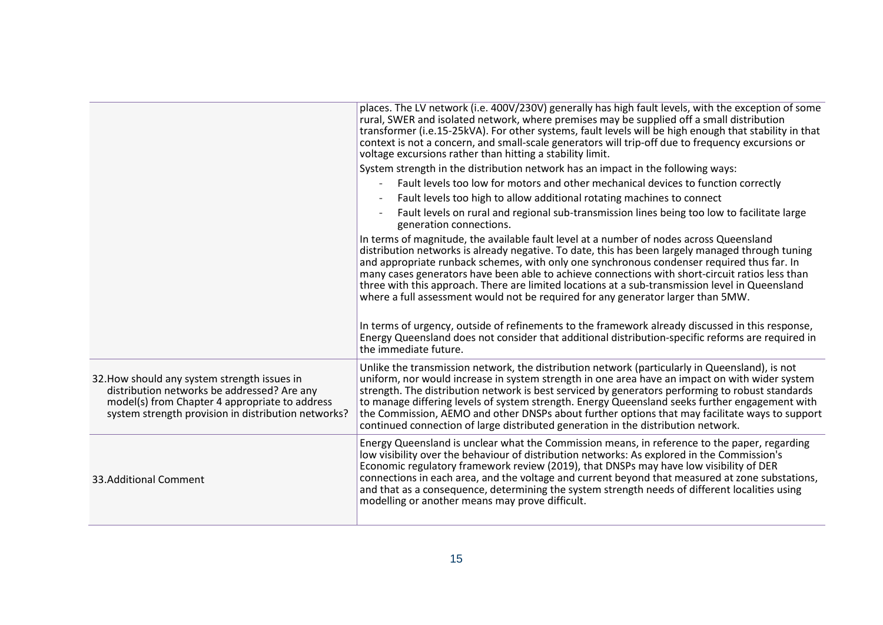| | |
|---|---|
| | places. The LV network (i.e. 400V/230V) generally has high fault levels, with the exception of some rural, SWER and isolated network, where premises may be supplied off a small distribution transformer (i.e.15-25kVA). For other systems, fault levels will be high enough that stability in that context is not a concern, and small-scale generators will trip-off due to frequency excursions or voltage excursions rather than hitting a stability limit.<br><br>System strength in the distribution network has an impact in the following ways:<br>- Fault levels too low for motors and other mechanical devices to function correctly<br>- Fault levels too high to allow additional rotating machines to connect<br>- Fault levels on rural and regional sub-transmission lines being too low to facilitate large generation connections.<br><br>In terms of magnitude, the available fault level at a number of nodes across Queensland distribution networks is already negative. To date, this has been largely managed through tuning and appropriate runback schemes, with only one synchronous condenser required thus far. In many cases generators have been able to achieve connections with short-circuit ratios less than three with this approach. There are limited locations at a sub-transmission level in Queensland where a full assessment would not be required for any generator larger than 5MW.<br><br>In terms of urgency, outside of refinements to the framework already discussed in this response, Energy Queensland does not consider that additional distribution-specific reforms are required in the immediate future. |
| 32.How should any system strength issues in distribution networks be addressed? Are any model(s) from Chapter 4 appropriate to address system strength provision in distribution networks? | Unlike the transmission network, the distribution network (particularly in Queensland), is not uniform, nor would increase in system strength in one area have an impact on with wider system strength. The distribution network is best serviced by generators performing to robust standards to manage differing levels of system strength. Energy Queensland seeks further engagement with the Commission, AEMO and other DNSPs about further options that may facilitate ways to support continued connection of large distributed generation in the distribution network. |
| 33.Additional Comment | Energy Queensland is unclear what the Commission means, in reference to the paper, regarding low visibility over the behaviour of distribution networks: As explored in the Commission's Economic regulatory framework review (2019), that DNSPs may have low visibility of DER connections in each area, and the voltage and current beyond that measured at zone substations, and that as a consequence, determining the system strength needs of different localities using modelling or another means may prove difficult. |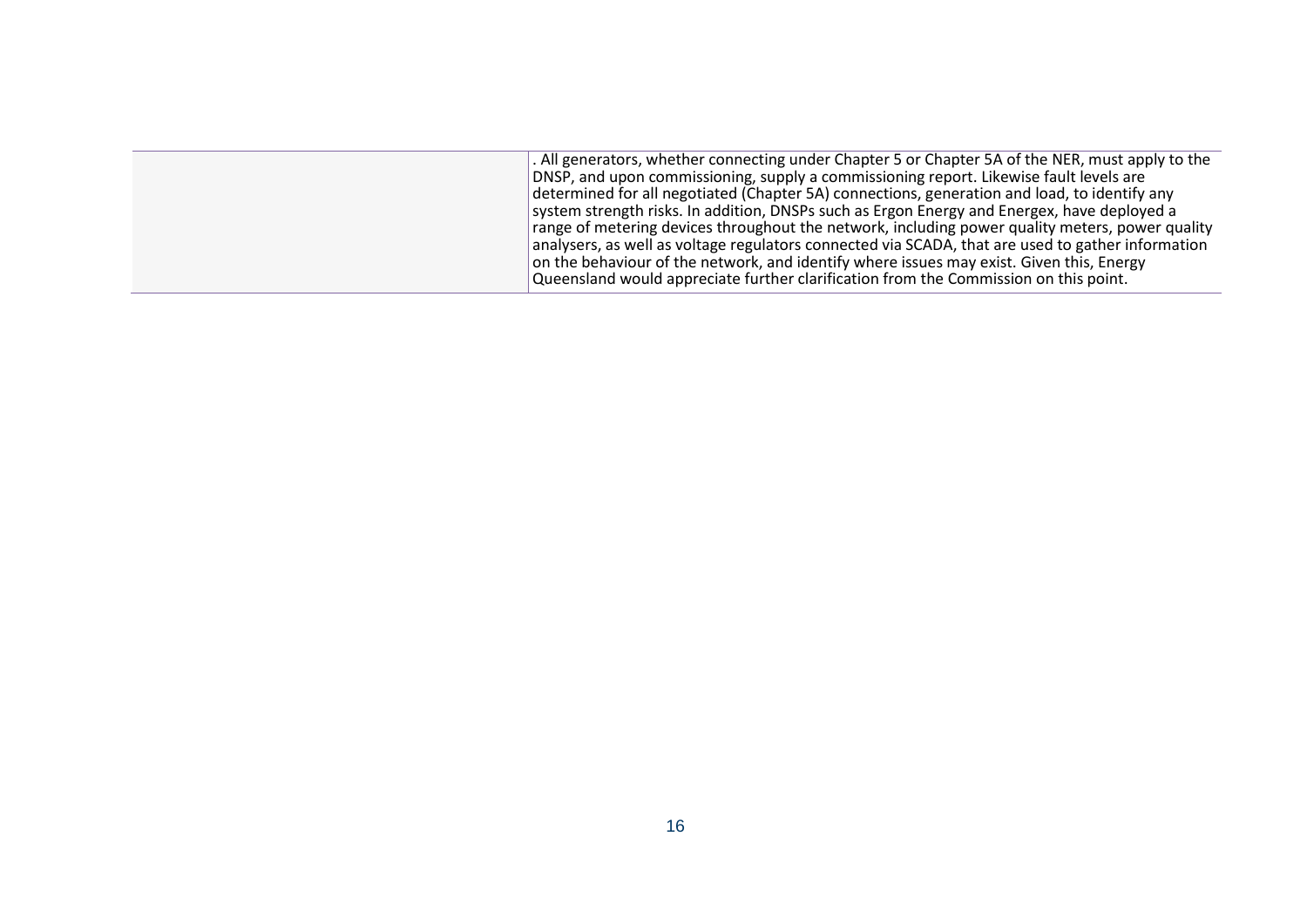| | |
|---|---|
| | . All generators, whether connecting under Chapter 5 or Chapter 5A of the NER, must apply to the DNSP, and upon commissioning, supply a commissioning report. Likewise fault levels are determined for all negotiated (Chapter 5A) connections, generation and load, to identify any system strength risks. In addition, DNSPs such as Ergon Energy and Energex, have deployed a range of metering devices throughout the network, including power quality meters, power quality analysers, as well as voltage regulators connected via SCADA, that are used to gather information on the behaviour of the network, and identify where issues may exist. Given this, Energy Queensland would appreciate further clarification from the Commission on this point. |